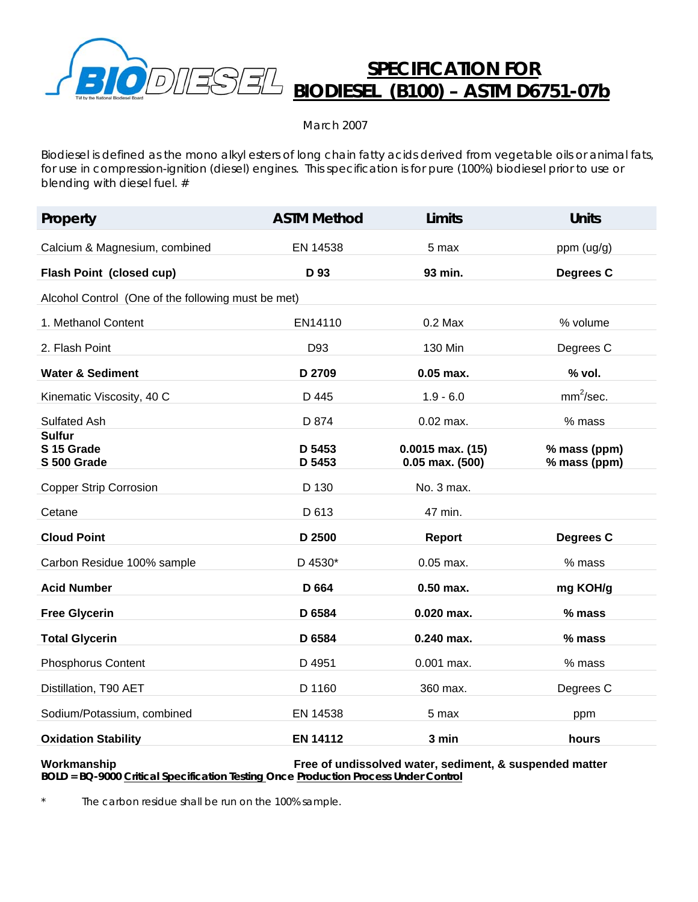# SPECIFICATION FOR BIODIESEL (B100) – ASTM D6751-07b

March 2007

Biodiesel is defined as the mono alkyl esters of long chain fatty acids derived from vegetable oils or animal fats, for use in compression-ignition (diesel) engines. This specification is for pure (100%) biodiesel prior to use or blending with diesel fuel. #

| Property | ASTM Method | Limits | Units |
|---|---|---|---|
| Calcium & Magnesium, combined | EN 14538 | 5 max | ppm (ug/g) |
| **Flash Point (closed cup)** | **D 93** | **93 min.** | **Degrees C** |
| Alcohol Control (One of the following must be met) | | | |
| 1. Methanol Content | EN14110 | 0.2 Max | % volume |
| 2. Flash Point | D93 | 130 Min | Degrees C |
| **Water & Sediment** | **D 2709** | **0.05 max.** | **% vol.** |
| Kinematic Viscosity, 40 C | D 445 | 1.9 - 6.0 | $mm^2$/sec. |
| Sulfated Ash | D 874 | 0.02 max. | % mass |
| **Sulfur** | | | |
| **S 15 Grade** | **D 5453** | **0.0015 max. (15)** | **% mass (ppm)** |
| **S 500 Grade** | **D 5453** | **0.05 max. (500)** | **% mass (ppm)** |
| Copper Strip Corrosion | D 130 | No. 3 max. | |
| Cetane | D 613 | 47 min. | |
| **Cloud Point** | **D 2500** | **Report** | **Degrees C** |
| Carbon Residue 100% sample | D 4530* | 0.05 max. | % mass |
| **Acid Number** | **D 664** | **0.50 max.** | **mg KOH/g** |
| **Free Glycerin** | **D 6584** | **0.020 max.** | **% mass** |
| **Total Glycerin** | **D 6584** | **0.240 max.** | **% mass** |
| Phosphorus Content | D 4951 | 0.001 max. | % mass |
| Distillation, T90 AET | D 1160 | 360 max. | Degrees C |
| Sodium/Potassium, combined | EN 14538 | 5 max | ppm |
| **Oxidation Stability** | **EN 14112** | **3 min** | **hours** |

**Workmanship** — **Free of undissolved water, sediment, & suspended matter**

**BOLD = BQ-9000 Critical Specification Testing Once Production Process Under Control**

\* The carbon residue shall be run on the 100% sample.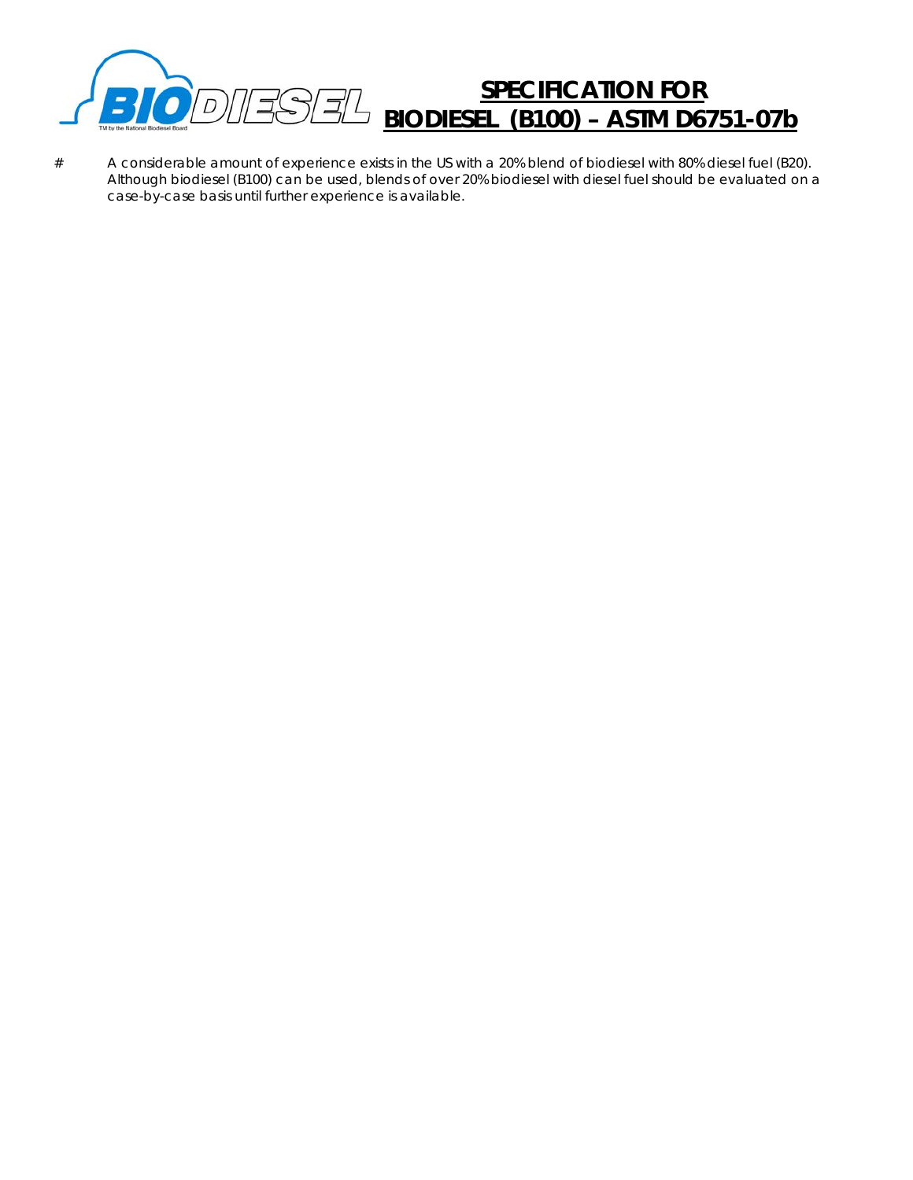# A considerable amount of experience exists in the US with a 20% blend of biodiesel with 80% diesel fuel (B20). Although biodiesel (B100) can be used, blends of over 20% biodiesel with diesel fuel should be evaluated on a case-by-case basis until further experience is available.